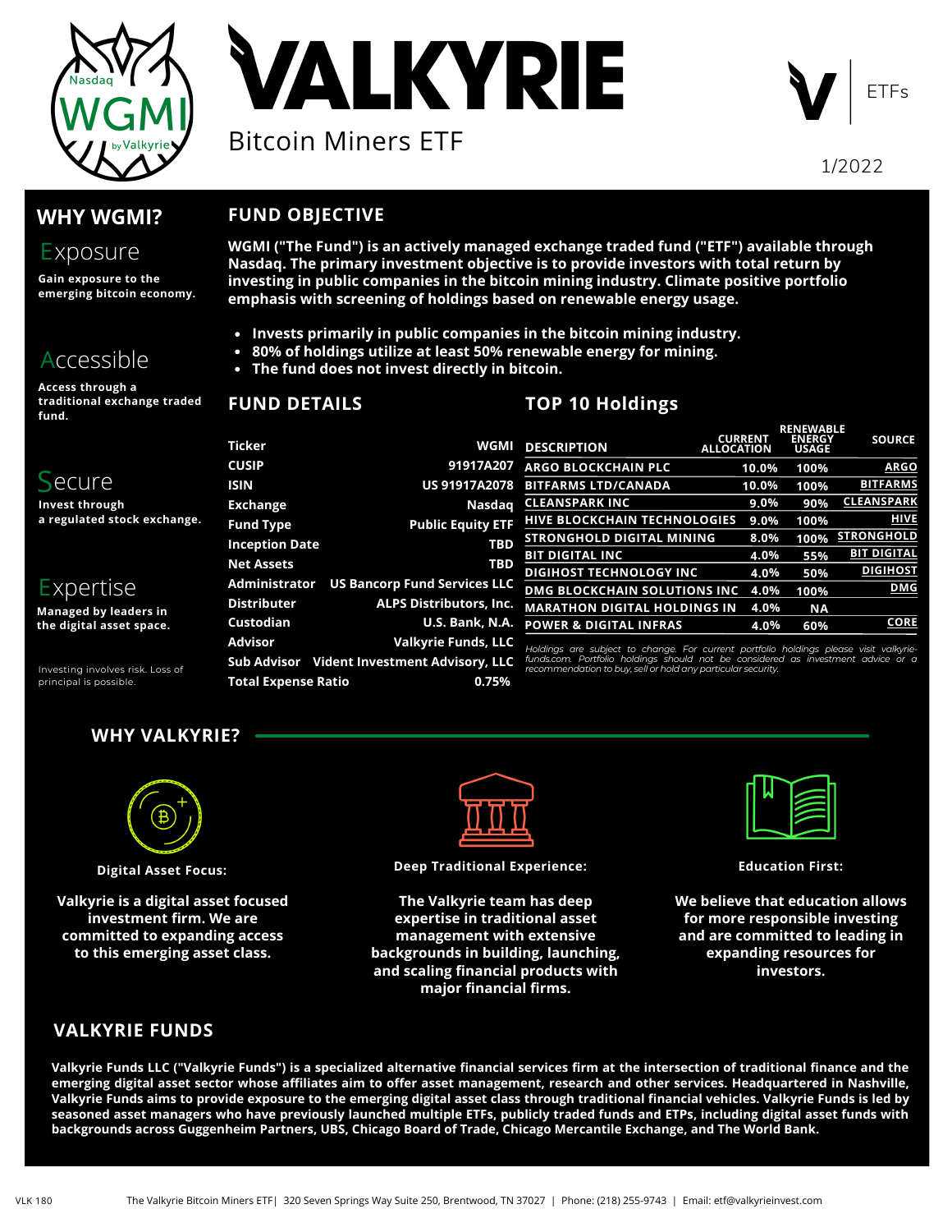# VALKYRIE

Bitcoin Miners ETF

1/2022

## WHY WGMI?

### Exposure

Gain exposure to the emerging bitcoin economy.

### Accessible

Access through a traditional exchange traded fund.

### Secure

Invest through a regulated stock exchange.

### Expertise

Managed by leaders in the digital asset space.

Investing involves risk. Loss of principal is possible.

## FUND OBJECTIVE

**WGMI ("The Fund") is an actively managed exchange traded fund ("ETF") available through Nasdaq. The primary investment objective is to provide investors with total return by investing in public companies in the bitcoin mining industry. Climate positive portfolio emphasis with screening of holdings based on renewable energy usage.**

- **Invests primarily in public companies in the bitcoin mining industry.**
- **80% of holdings utilize at least 50% renewable energy for mining.**
- **The fund does not invest directly in bitcoin.**

## FUND DETAILS

| | |
|---|---|
| Ticker | WGMI |
| CUSIP | 91917A207 |
| ISIN | US 91917A2078 |
| Exchange | Nasdaq |
| Fund Type | Public Equity ETF |
| Inception Date | TBD |
| Net Assets | TBD |
| Administrator | US Bancorp Fund Services LLC |
| Distributer | ALPS Distributors, Inc. |
| Custodian | U.S. Bank, N.A. |
| Advisor | Valkyrie Funds, LLC |
| Sub Advisor | Vident Investment Advisory, LLC |
| Total Expense Ratio | 0.75% |

## TOP 10 Holdings

| DESCRIPTION | CURRENT ALLOCATION | RENEWABLE ENERGY USAGE | SOURCE |
|---|---|---|---|
| ARGO BLOCKCHAIN PLC | 10.0% | 100% | ARGO |
| BITFARMS LTD/CANADA | 10.0% | 100% | BITFARMS |
| CLEANSPARK INC | 9.0% | 90% | CLEANSPARK |
| HIVE BLOCKCHAIN TECHNOLOGIES | 9.0% | 100% | HIVE |
| STRONGHOLD DIGITAL MINING | 8.0% | 100% | STRONGHOLD |
| BIT DIGITAL INC | 4.0% | 55% | BIT DIGITAL |
| DIGIHOST TECHNOLOGY INC | 4.0% | 50% | DIGIHOST |
| DMG BLOCKCHAIN SOLUTIONS INC | 4.0% | 100% | DMG |
| MARATHON DIGITAL HOLDINGS IN | 4.0% | NA | |
| POWER & DIGITAL INFRAS | 4.0% | 60% | CORE |

*Holdings are subject to change. For current portfolio holdings please visit valkyrie-funds.com. Portfolio holdings should not be considered as investment advice or a recommendation to buy, sell or hold any particular security.*

## WHY VALKYRIE?

**Digital Asset Focus:**

**Valkyrie is a digital asset focused investment firm. We are committed to expanding access to this emerging asset class.**

**Deep Traditional Experience:**

**The Valkyrie team has deep expertise in traditional asset management with extensive backgrounds in building, launching, and scaling financial products with major financial firms.**

**Education First:**

**We believe that education allows for more responsible investing and are committed to leading in expanding resources for investors.**

## VALKYRIE FUNDS

**Valkyrie Funds LLC ("Valkyrie Funds") is a specialized alternative financial services firm at the intersection of traditional finance and the emerging digital asset sector whose affiliates aim to offer asset management, research and other services. Headquartered in Nashville, Valkyrie Funds aims to provide exposure to the emerging digital asset class through traditional financial vehicles. Valkyrie Funds is led by seasoned asset managers who have previously launched multiple ETFs, publicly traded funds and ETPs, including digital asset funds with backgrounds across Guggenheim Partners, UBS, Chicago Board of Trade, Chicago Mercantile Exchange, and The World Bank.**

VLK 180 The Valkyrie Bitcoin Miners ETF | 320 Seven Springs Way Suite 250, Brentwood, TN 37027 | Phone: (218) 255-9743 | Email: etf@valkyrieinvest.com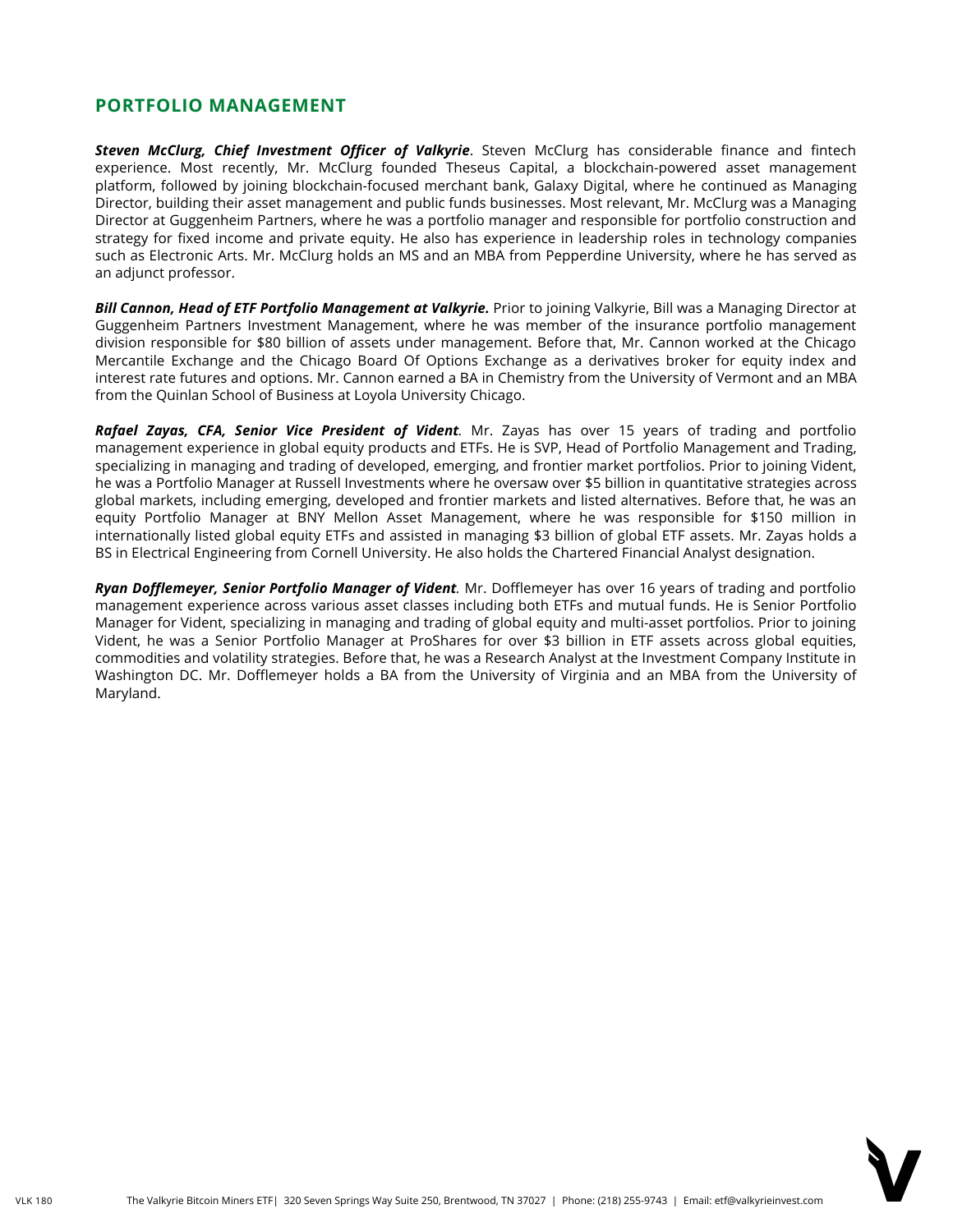## PORTFOLIO MANAGEMENT

***Steven McClurg, Chief Investment Officer of Valkyrie***. Steven McClurg has considerable finance and fintech experience. Most recently, Mr. McClurg founded Theseus Capital, a blockchain-powered asset management platform, followed by joining blockchain-focused merchant bank, Galaxy Digital, where he continued as Managing Director, building their asset management and public funds businesses. Most relevant, Mr. McClurg was a Managing Director at Guggenheim Partners, where he was a portfolio manager and responsible for portfolio construction and strategy for fixed income and private equity. He also has experience in leadership roles in technology companies such as Electronic Arts. Mr. McClurg holds an MS and an MBA from Pepperdine University, where he has served as an adjunct professor.

***Bill Cannon, Head of ETF Portfolio Management at Valkyrie.*** Prior to joining Valkyrie, Bill was a Managing Director at Guggenheim Partners Investment Management, where he was member of the insurance portfolio management division responsible for $80 billion of assets under management. Before that, Mr. Cannon worked at the Chicago Mercantile Exchange and the Chicago Board Of Options Exchange as a derivatives broker for equity index and interest rate futures and options. Mr. Cannon earned a BA in Chemistry from the University of Vermont and an MBA from the Quinlan School of Business at Loyola University Chicago.

***Rafael Zayas, CFA, Senior Vice President of Vident***. Mr. Zayas has over 15 years of trading and portfolio management experience in global equity products and ETFs. He is SVP, Head of Portfolio Management and Trading, specializing in managing and trading of developed, emerging, and frontier market portfolios. Prior to joining Vident, he was a Portfolio Manager at Russell Investments where he oversaw over $5 billion in quantitative strategies across global markets, including emerging, developed and frontier markets and listed alternatives. Before that, he was an equity Portfolio Manager at BNY Mellon Asset Management, where he was responsible for $150 million in internationally listed global equity ETFs and assisted in managing $3 billion of global ETF assets. Mr. Zayas holds a BS in Electrical Engineering from Cornell University. He also holds the Chartered Financial Analyst designation.

***Ryan Dofflemeyer, Senior Portfolio Manager of Vident***. Mr. Dofflemeyer has over 16 years of trading and portfolio management experience across various asset classes including both ETFs and mutual funds. He is Senior Portfolio Manager for Vident, specializing in managing and trading of global equity and multi-asset portfolios. Prior to joining Vident, he was a Senior Portfolio Manager at ProShares for over $3 billion in ETF assets across global equities, commodities and volatility strategies. Before that, he was a Research Analyst at the Investment Company Institute in Washington DC. Mr. Dofflemeyer holds a BA from the University of Virginia and an MBA from the University of Maryland.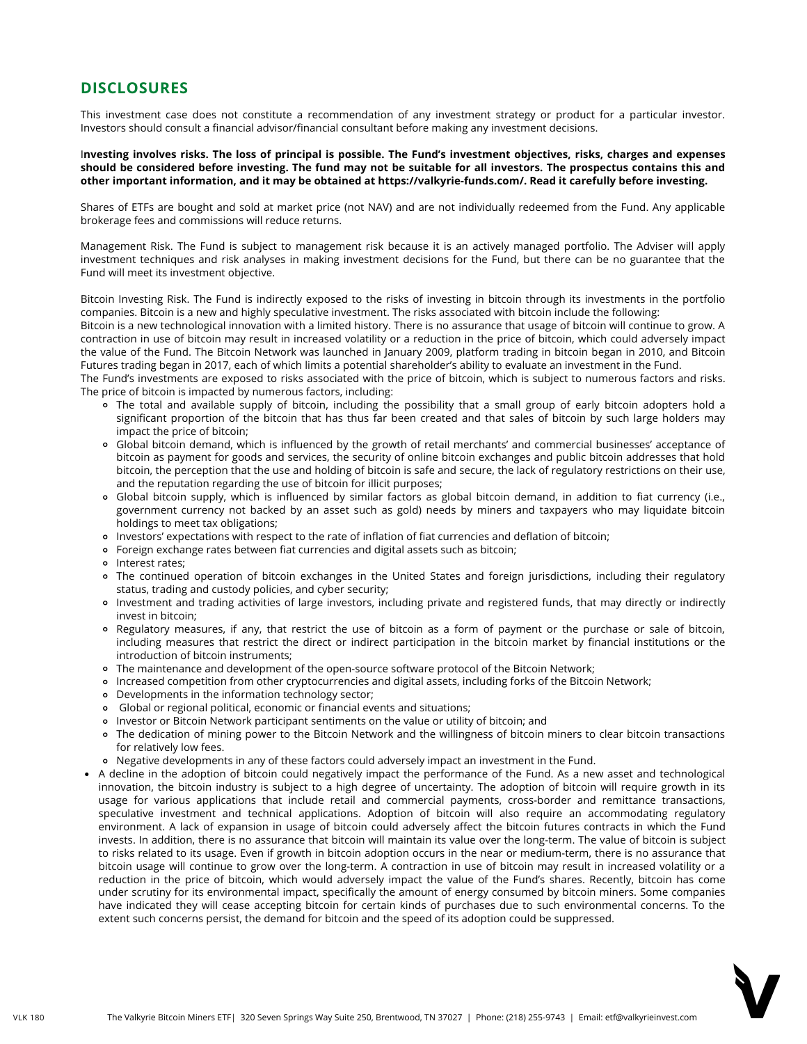## DISCLOSURES

This investment case does not constitute a recommendation of any investment strategy or product for a particular investor. Investors should consult a financial advisor/financial consultant before making any investment decisions.

**Investing involves risks. The loss of principal is possible. The Fund's investment objectives, risks, charges and expenses should be considered before investing. The fund may not be suitable for all investors. The prospectus contains this and other important information, and it may be obtained at https://valkyrie-funds.com/. Read it carefully before investing.**

Shares of ETFs are bought and sold at market price (not NAV) and are not individually redeemed from the Fund. Any applicable brokerage fees and commissions will reduce returns.

Management Risk. The Fund is subject to management risk because it is an actively managed portfolio. The Adviser will apply investment techniques and risk analyses in making investment decisions for the Fund, but there can be no guarantee that the Fund will meet its investment objective.

Bitcoin Investing Risk. The Fund is indirectly exposed to the risks of investing in bitcoin through its investments in the portfolio companies. Bitcoin is a new and highly speculative investment. The risks associated with bitcoin include the following:
Bitcoin is a new technological innovation with a limited history. There is no assurance that usage of bitcoin will continue to grow. A contraction in use of bitcoin may result in increased volatility or a reduction in the price of bitcoin, which could adversely impact the value of the Fund. The Bitcoin Network was launched in January 2009, platform trading in bitcoin began in 2010, and Bitcoin Futures trading began in 2017, each of which limits a potential shareholder's ability to evaluate an investment in the Fund.
The Fund's investments are exposed to risks associated with the price of bitcoin, which is subject to numerous factors and risks. The price of bitcoin is impacted by numerous factors, including:

- The total and available supply of bitcoin, including the possibility that a small group of early bitcoin adopters hold a significant proportion of the bitcoin that has thus far been created and that sales of bitcoin by such large holders may impact the price of bitcoin;
- Global bitcoin demand, which is influenced by the growth of retail merchants' and commercial businesses' acceptance of bitcoin as payment for goods and services, the security of online bitcoin exchanges and public bitcoin addresses that hold bitcoin, the perception that the use and holding of bitcoin is safe and secure, the lack of regulatory restrictions on their use, and the reputation regarding the use of bitcoin for illicit purposes;
- Global bitcoin supply, which is influenced by similar factors as global bitcoin demand, in addition to fiat currency (i.e., government currency not backed by an asset such as gold) needs by miners and taxpayers who may liquidate bitcoin holdings to meet tax obligations;
- Investors' expectations with respect to the rate of inflation of fiat currencies and deflation of bitcoin;
- Foreign exchange rates between fiat currencies and digital assets such as bitcoin;
- Interest rates;
- The continued operation of bitcoin exchanges in the United States and foreign jurisdictions, including their regulatory status, trading and custody policies, and cyber security;
- Investment and trading activities of large investors, including private and registered funds, that may directly or indirectly invest in bitcoin;
- Regulatory measures, if any, that restrict the use of bitcoin as a form of payment or the purchase or sale of bitcoin, including measures that restrict the direct or indirect participation in the bitcoin market by financial institutions or the introduction of bitcoin instruments;
- The maintenance and development of the open-source software protocol of the Bitcoin Network;
- Increased competition from other cryptocurrencies and digital assets, including forks of the Bitcoin Network;
- Developments in the information technology sector;
- Global or regional political, economic or financial events and situations;
- Investor or Bitcoin Network participant sentiments on the value or utility of bitcoin; and
- The dedication of mining power to the Bitcoin Network and the willingness of bitcoin miners to clear bitcoin transactions for relatively low fees.
- Negative developments in any of these factors could adversely impact an investment in the Fund.

- A decline in the adoption of bitcoin could negatively impact the performance of the Fund. As a new asset and technological innovation, the bitcoin industry is subject to a high degree of uncertainty. The adoption of bitcoin will require growth in its usage for various applications that include retail and commercial payments, cross-border and remittance transactions, speculative investment and technical applications. Adoption of bitcoin will also require an accommodating regulatory environment. A lack of expansion in usage of bitcoin could adversely affect the bitcoin futures contracts in which the Fund invests. In addition, there is no assurance that bitcoin will maintain its value over the long-term. The value of bitcoin is subject to risks related to its usage. Even if growth in bitcoin adoption occurs in the near or medium-term, there is no assurance that bitcoin usage will continue to grow over the long-term. A contraction in use of bitcoin may result in increased volatility or a reduction in the price of bitcoin, which would adversely impact the value of the Fund's shares. Recently, bitcoin has come under scrutiny for its environmental impact, specifically the amount of energy consumed by bitcoin miners. Some companies have indicated they will cease accepting bitcoin for certain kinds of purchases due to such environmental concerns. To the extent such concerns persist, the demand for bitcoin and the speed of its adoption could be suppressed.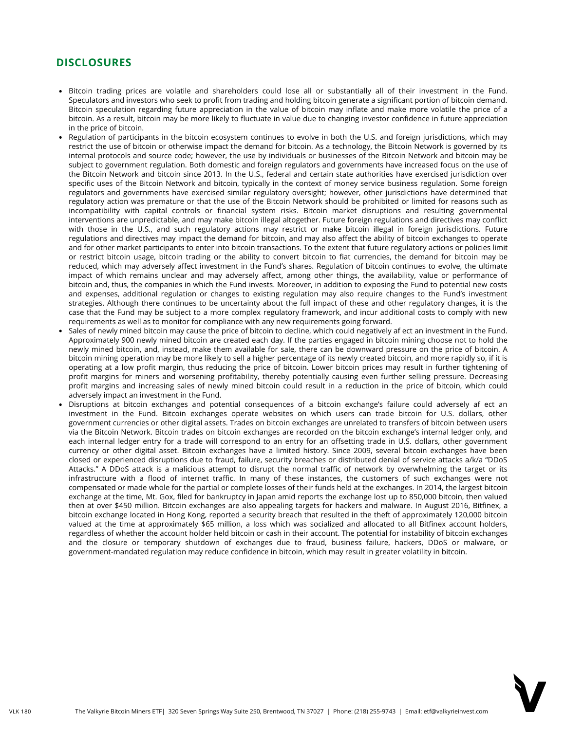## DISCLOSURES

- Bitcoin trading prices are volatile and shareholders could lose all or substantially all of their investment in the Fund. Speculators and investors who seek to profit from trading and holding bitcoin generate a significant portion of bitcoin demand. Bitcoin speculation regarding future appreciation in the value of bitcoin may inflate and make more volatile the price of a bitcoin. As a result, bitcoin may be more likely to fluctuate in value due to changing investor confidence in future appreciation in the price of bitcoin.
- Regulation of participants in the bitcoin ecosystem continues to evolve in both the U.S. and foreign jurisdictions, which may restrict the use of bitcoin or otherwise impact the demand for bitcoin. As a technology, the Bitcoin Network is governed by its internal protocols and source code; however, the use by individuals or businesses of the Bitcoin Network and bitcoin may be subject to government regulation. Both domestic and foreign regulators and governments have increased focus on the use of the Bitcoin Network and bitcoin since 2013. In the U.S., federal and certain state authorities have exercised jurisdiction over specific uses of the Bitcoin Network and bitcoin, typically in the context of money service business regulation. Some foreign regulators and governments have exercised similar regulatory oversight; however, other jurisdictions have determined that regulatory action was premature or that the use of the Bitcoin Network should be prohibited or limited for reasons such as incompatibility with capital controls or financial system risks. Bitcoin market disruptions and resulting governmental interventions are unpredictable, and may make bitcoin illegal altogether. Future foreign regulations and directives may conflict with those in the U.S., and such regulatory actions may restrict or make bitcoin illegal in foreign jurisdictions. Future regulations and directives may impact the demand for bitcoin, and may also affect the ability of bitcoin exchanges to operate and for other market participants to enter into bitcoin transactions. To the extent that future regulatory actions or policies limit or restrict bitcoin usage, bitcoin trading or the ability to convert bitcoin to fiat currencies, the demand for bitcoin may be reduced, which may adversely affect investment in the Fund's shares. Regulation of bitcoin continues to evolve, the ultimate impact of which remains unclear and may adversely affect, among other things, the availability, value or performance of bitcoin and, thus, the companies in which the Fund invests. Moreover, in addition to exposing the Fund to potential new costs and expenses, additional regulation or changes to existing regulation may also require changes to the Fund's investment strategies. Although there continues to be uncertainty about the full impact of these and other regulatory changes, it is the case that the Fund may be subject to a more complex regulatory framework, and incur additional costs to comply with new requirements as well as to monitor for compliance with any new requirements going forward.
- Sales of newly mined bitcoin may cause the price of bitcoin to decline, which could negatively af ect an investment in the Fund. Approximately 900 newly mined bitcoin are created each day. If the parties engaged in bitcoin mining choose not to hold the newly mined bitcoin, and, instead, make them available for sale, there can be downward pressure on the price of bitcoin. A bitcoin mining operation may be more likely to sell a higher percentage of its newly created bitcoin, and more rapidly so, if it is operating at a low profit margin, thus reducing the price of bitcoin. Lower bitcoin prices may result in further tightening of profit margins for miners and worsening profitability, thereby potentially causing even further selling pressure. Decreasing profit margins and increasing sales of newly mined bitcoin could result in a reduction in the price of bitcoin, which could adversely impact an investment in the Fund.
- Disruptions at bitcoin exchanges and potential consequences of a bitcoin exchange's failure could adversely af ect an investment in the Fund. Bitcoin exchanges operate websites on which users can trade bitcoin for U.S. dollars, other government currencies or other digital assets. Trades on bitcoin exchanges are unrelated to transfers of bitcoin between users via the Bitcoin Network. Bitcoin trades on bitcoin exchanges are recorded on the bitcoin exchange's internal ledger only, and each internal ledger entry for a trade will correspond to an entry for an offsetting trade in U.S. dollars, other government currency or other digital asset. Bitcoin exchanges have a limited history. Since 2009, several bitcoin exchanges have been closed or experienced disruptions due to fraud, failure, security breaches or distributed denial of service attacks a/k/a "DDoS Attacks." A DDoS attack is a malicious attempt to disrupt the normal traffic of network by overwhelming the target or its infrastructure with a flood of internet traffic. In many of these instances, the customers of such exchanges were not compensated or made whole for the partial or complete losses of their funds held at the exchanges. In 2014, the largest bitcoin exchange at the time, Mt. Gox, filed for bankruptcy in Japan amid reports the exchange lost up to 850,000 bitcoin, then valued then at over $450 million. Bitcoin exchanges are also appealing targets for hackers and malware. In August 2016, Bitfinex, a bitcoin exchange located in Hong Kong, reported a security breach that resulted in the theft of approximately 120,000 bitcoin valued at the time at approximately $65 million, a loss which was socialized and allocated to all Bitfinex account holders, regardless of whether the account holder held bitcoin or cash in their account. The potential for instability of bitcoin exchanges and the closure or temporary shutdown of exchanges due to fraud, business failure, hackers, DDoS or malware, or government-mandated regulation may reduce confidence in bitcoin, which may result in greater volatility in bitcoin.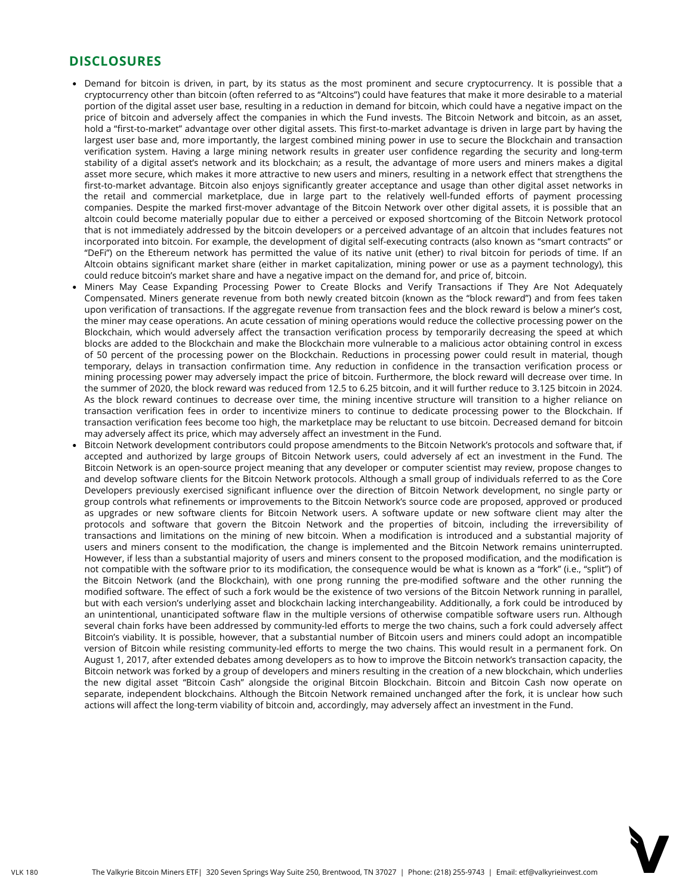## DISCLOSURES

- Demand for bitcoin is driven, in part, by its status as the most prominent and secure cryptocurrency. It is possible that a cryptocurrency other than bitcoin (often referred to as "Altcoins") could have features that make it more desirable to a material portion of the digital asset user base, resulting in a reduction in demand for bitcoin, which could have a negative impact on the price of bitcoin and adversely affect the companies in which the Fund invests. The Bitcoin Network and bitcoin, as an asset, hold a "first-to-market" advantage over other digital assets. This first-to-market advantage is driven in large part by having the largest user base and, more importantly, the largest combined mining power in use to secure the Blockchain and transaction verification system. Having a large mining network results in greater user confidence regarding the security and long-term stability of a digital asset's network and its blockchain; as a result, the advantage of more users and miners makes a digital asset more secure, which makes it more attractive to new users and miners, resulting in a network effect that strengthens the first-to-market advantage. Bitcoin also enjoys significantly greater acceptance and usage than other digital asset networks in the retail and commercial marketplace, due in large part to the relatively well-funded efforts of payment processing companies. Despite the marked first-mover advantage of the Bitcoin Network over other digital assets, it is possible that an altcoin could become materially popular due to either a perceived or exposed shortcoming of the Bitcoin Network protocol that is not immediately addressed by the bitcoin developers or a perceived advantage of an altcoin that includes features not incorporated into bitcoin. For example, the development of digital self-executing contracts (also known as "smart contracts" or "DeFi") on the Ethereum network has permitted the value of its native unit (ether) to rival bitcoin for periods of time. If an Altcoin obtains significant market share (either in market capitalization, mining power or use as a payment technology), this could reduce bitcoin's market share and have a negative impact on the demand for, and price of, bitcoin.
- Miners May Cease Expanding Processing Power to Create Blocks and Verify Transactions if They Are Not Adequately Compensated. Miners generate revenue from both newly created bitcoin (known as the "block reward") and from fees taken upon verification of transactions. If the aggregate revenue from transaction fees and the block reward is below a miner's cost, the miner may cease operations. An acute cessation of mining operations would reduce the collective processing power on the Blockchain, which would adversely affect the transaction verification process by temporarily decreasing the speed at which blocks are added to the Blockchain and make the Blockchain more vulnerable to a malicious actor obtaining control in excess of 50 percent of the processing power on the Blockchain. Reductions in processing power could result in material, though temporary, delays in transaction confirmation time. Any reduction in confidence in the transaction verification process or mining processing power may adversely impact the price of bitcoin. Furthermore, the block reward will decrease over time. In the summer of 2020, the block reward was reduced from 12.5 to 6.25 bitcoin, and it will further reduce to 3.125 bitcoin in 2024. As the block reward continues to decrease over time, the mining incentive structure will transition to a higher reliance on transaction verification fees in order to incentivize miners to continue to dedicate processing power to the Blockchain. If transaction verification fees become too high, the marketplace may be reluctant to use bitcoin. Decreased demand for bitcoin may adversely affect its price, which may adversely affect an investment in the Fund.
- Bitcoin Network development contributors could propose amendments to the Bitcoin Network's protocols and software that, if accepted and authorized by large groups of Bitcoin Network users, could adversely af ect an investment in the Fund. The Bitcoin Network is an open-source project meaning that any developer or computer scientist may review, propose changes to and develop software clients for the Bitcoin Network protocols. Although a small group of individuals referred to as the Core Developers previously exercised significant influence over the direction of Bitcoin Network development, no single party or group controls what refinements or improvements to the Bitcoin Network's source code are proposed, approved or produced as upgrades or new software clients for Bitcoin Network users. A software update or new software client may alter the protocols and software that govern the Bitcoin Network and the properties of bitcoin, including the irreversibility of transactions and limitations on the mining of new bitcoin. When a modification is introduced and a substantial majority of users and miners consent to the modification, the change is implemented and the Bitcoin Network remains uninterrupted. However, if less than a substantial majority of users and miners consent to the proposed modification, and the modification is not compatible with the software prior to its modification, the consequence would be what is known as a "fork" (i.e., "split") of the Bitcoin Network (and the Blockchain), with one prong running the pre-modified software and the other running the modified software. The effect of such a fork would be the existence of two versions of the Bitcoin Network running in parallel, but with each version's underlying asset and blockchain lacking interchangeability. Additionally, a fork could be introduced by an unintentional, unanticipated software flaw in the multiple versions of otherwise compatible software users run. Although several chain forks have been addressed by community-led efforts to merge the two chains, such a fork could adversely affect Bitcoin's viability. It is possible, however, that a substantial number of Bitcoin users and miners could adopt an incompatible version of Bitcoin while resisting community-led efforts to merge the two chains. This would result in a permanent fork. On August 1, 2017, after extended debates among developers as to how to improve the Bitcoin network's transaction capacity, the Bitcoin network was forked by a group of developers and miners resulting in the creation of a new blockchain, which underlies the new digital asset "Bitcoin Cash" alongside the original Bitcoin Blockchain. Bitcoin and Bitcoin Cash now operate on separate, independent blockchains. Although the Bitcoin Network remained unchanged after the fork, it is unclear how such actions will affect the long-term viability of bitcoin and, accordingly, may adversely affect an investment in the Fund.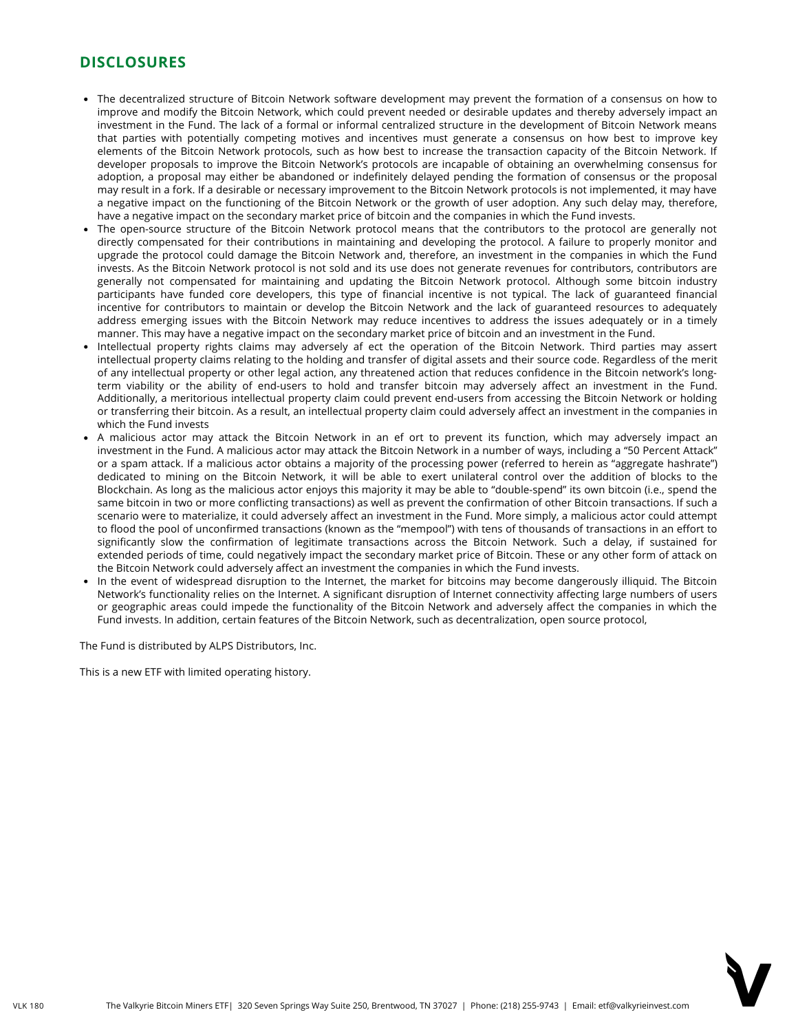## DISCLOSURES

- The decentralized structure of Bitcoin Network software development may prevent the formation of a consensus on how to improve and modify the Bitcoin Network, which could prevent needed or desirable updates and thereby adversely impact an investment in the Fund. The lack of a formal or informal centralized structure in the development of Bitcoin Network means that parties with potentially competing motives and incentives must generate a consensus on how best to improve key elements of the Bitcoin Network protocols, such as how best to increase the transaction capacity of the Bitcoin Network. If developer proposals to improve the Bitcoin Network's protocols are incapable of obtaining an overwhelming consensus for adoption, a proposal may either be abandoned or indefinitely delayed pending the formation of consensus or the proposal may result in a fork. If a desirable or necessary improvement to the Bitcoin Network protocols is not implemented, it may have a negative impact on the functioning of the Bitcoin Network or the growth of user adoption. Any such delay may, therefore, have a negative impact on the secondary market price of bitcoin and the companies in which the Fund invests.
- The open-source structure of the Bitcoin Network protocol means that the contributors to the protocol are generally not directly compensated for their contributions in maintaining and developing the protocol. A failure to properly monitor and upgrade the protocol could damage the Bitcoin Network and, therefore, an investment in the companies in which the Fund invests. As the Bitcoin Network protocol is not sold and its use does not generate revenues for contributors, contributors are generally not compensated for maintaining and updating the Bitcoin Network protocol. Although some bitcoin industry participants have funded core developers, this type of financial incentive is not typical. The lack of guaranteed financial incentive for contributors to maintain or develop the Bitcoin Network and the lack of guaranteed resources to adequately address emerging issues with the Bitcoin Network may reduce incentives to address the issues adequately or in a timely manner. This may have a negative impact on the secondary market price of bitcoin and an investment in the Fund.
- Intellectual property rights claims may adversely af ect the operation of the Bitcoin Network. Third parties may assert intellectual property claims relating to the holding and transfer of digital assets and their source code. Regardless of the merit of any intellectual property or other legal action, any threatened action that reduces confidence in the Bitcoin network's long-term viability or the ability of end-users to hold and transfer bitcoin may adversely affect an investment in the Fund. Additionally, a meritorious intellectual property claim could prevent end-users from accessing the Bitcoin Network or holding or transferring their bitcoin. As a result, an intellectual property claim could adversely affect an investment in the companies in which the Fund invests
- A malicious actor may attack the Bitcoin Network in an ef ort to prevent its function, which may adversely impact an investment in the Fund. A malicious actor may attack the Bitcoin Network in a number of ways, including a "50 Percent Attack" or a spam attack. If a malicious actor obtains a majority of the processing power (referred to herein as "aggregate hashrate") dedicated to mining on the Bitcoin Network, it will be able to exert unilateral control over the addition of blocks to the Blockchain. As long as the malicious actor enjoys this majority it may be able to "double-spend" its own bitcoin (i.e., spend the same bitcoin in two or more conflicting transactions) as well as prevent the confirmation of other Bitcoin transactions. If such a scenario were to materialize, it could adversely affect an investment in the Fund. More simply, a malicious actor could attempt to flood the pool of unconfirmed transactions (known as the "mempool") with tens of thousands of transactions in an effort to significantly slow the confirmation of legitimate transactions across the Bitcoin Network. Such a delay, if sustained for extended periods of time, could negatively impact the secondary market price of Bitcoin. These or any other form of attack on the Bitcoin Network could adversely affect an investment the companies in which the Fund invests.
- In the event of widespread disruption to the Internet, the market for bitcoins may become dangerously illiquid. The Bitcoin Network's functionality relies on the Internet. A significant disruption of Internet connectivity affecting large numbers of users or geographic areas could impede the functionality of the Bitcoin Network and adversely affect the companies in which the Fund invests. In addition, certain features of the Bitcoin Network, such as decentralization, open source protocol,

The Fund is distributed by ALPS Distributors, Inc.

This is a new ETF with limited operating history.

VLK 180 The Valkyrie Bitcoin Miners ETF| 320 Seven Springs Way Suite 250, Brentwood, TN 37027 | Phone: (218) 255-9743 | Email: etf@valkyrieinvest.com